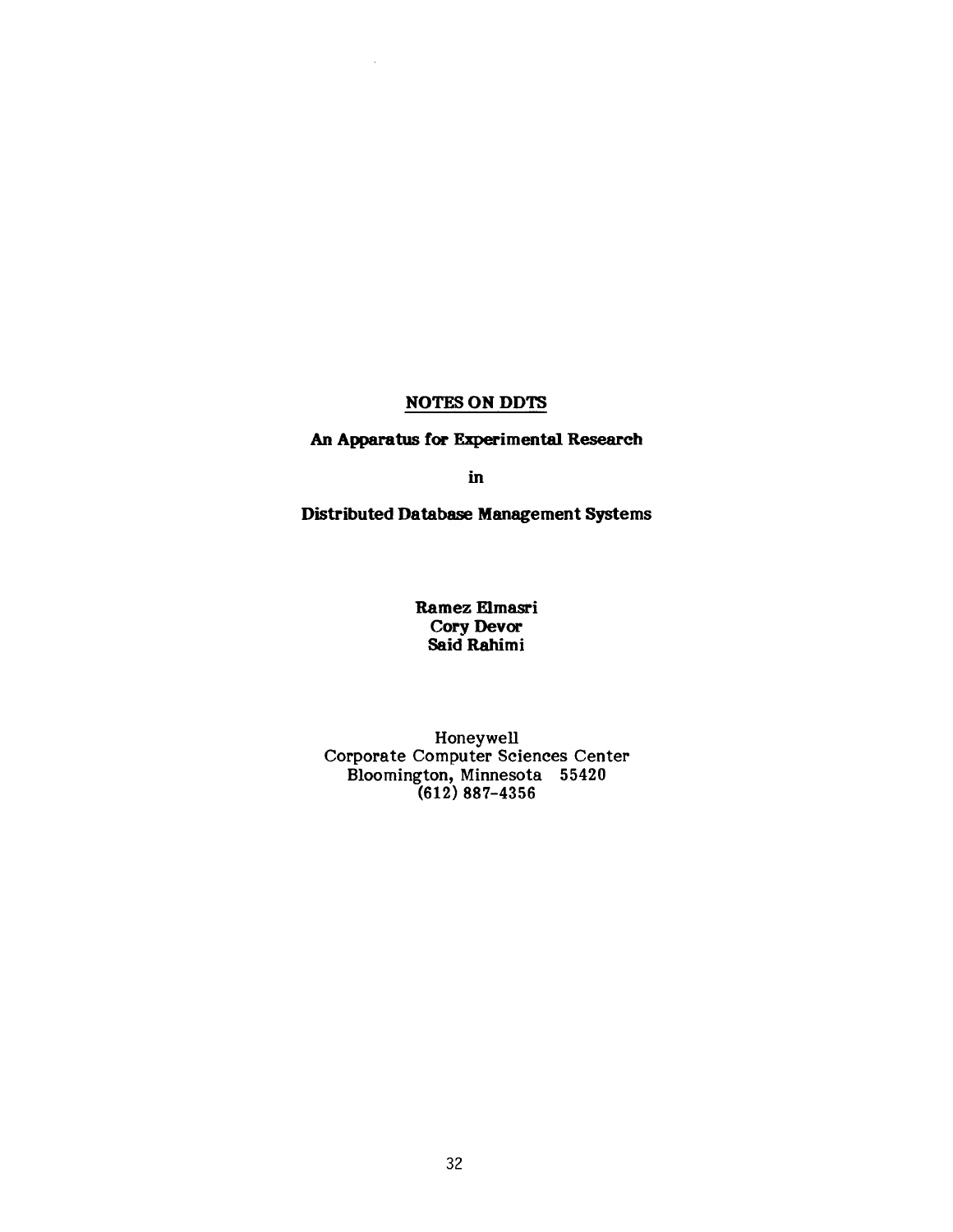# NOTES ON DDTS

## An Apparatus for Experimental Research

## in

## Distributed Database Management Systems

**Ramez Elmasri**
**Cory Devor**
**Said Rahimi**

Honeywell
Corporate Computer Sciences Center
Bloomington, Minnesota 55420
(612) 887-4356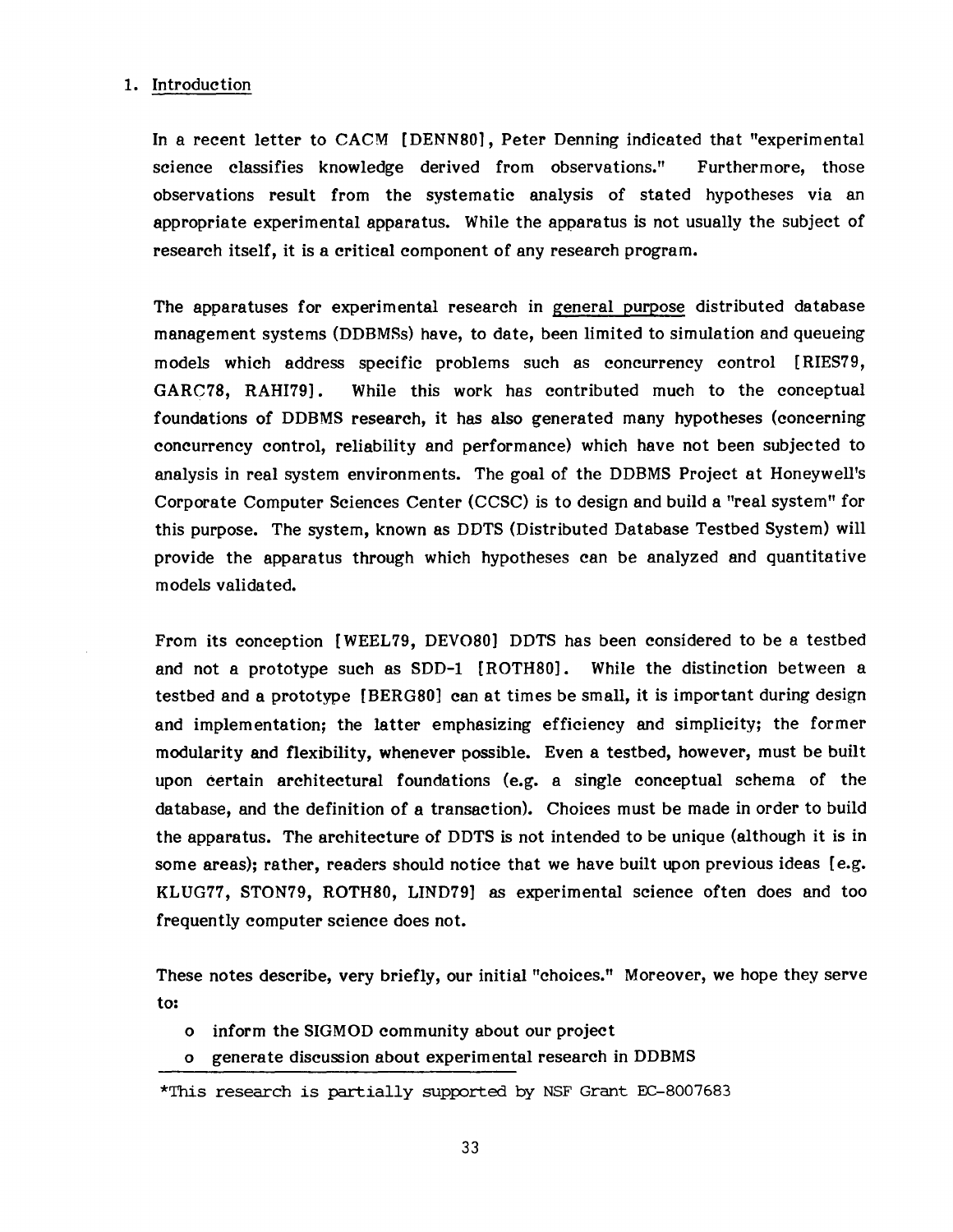## 1. Introduction

In a recent letter to CACM [DENN80], Peter Denning indicated that "experimental science classifies knowledge derived from observations." Furthermore, those observations result from the systematic analysis of stated hypotheses via an appropriate experimental apparatus. While the apparatus is not usually the subject of research itself, it is a critical component of any research program.

The apparatuses for experimental research in general purpose distributed database management systems (DDBMSs) have, to date, been limited to simulation and queueing models which address specific problems such as concurrency control [RIES79, GARC78, RAHI79]. While this work has contributed much to the conceptual foundations of DDBMS research, it has also generated many hypotheses (concerning concurrency control, reliability and performance) which have not been subjected to analysis in real system environments. The goal of the DDBMS Project at Honeywell's Corporate Computer Sciences Center (CCSC) is to design and build a "real system" for this purpose. The system, known as DDTS (Distributed Database Testbed System) will provide the apparatus through which hypotheses can be analyzed and quantitative models validated.

From its conception [WEEL79, DEVO80] DDTS has been considered to be a testbed and not a prototype such as SDD-1 [ROTH80]. While the distinction between a testbed and a prototype [BERG80] can at times be small, it is important during design and implementation; the latter emphasizing efficiency and simplicity; the former modularity and flexibility, whenever possible. Even a testbed, however, must be built upon certain architectural foundations (e.g. a single conceptual schema of the database, and the definition of a transaction). Choices must be made in order to build the apparatus. The architecture of DDTS is not intended to be unique (although it is in some areas); rather, readers should notice that we have built upon previous ideas [e.g. KLUG77, STON79, ROTH80, LIND79] as experimental science often does and too frequently computer science does not.

These notes describe, very briefly, our initial "choices." Moreover, we hope they serve to:

- inform the SIGMOD community about our project
- generate discussion about experimental research in DDBMS

*This research is partially supported by NSF Grant EC-8007683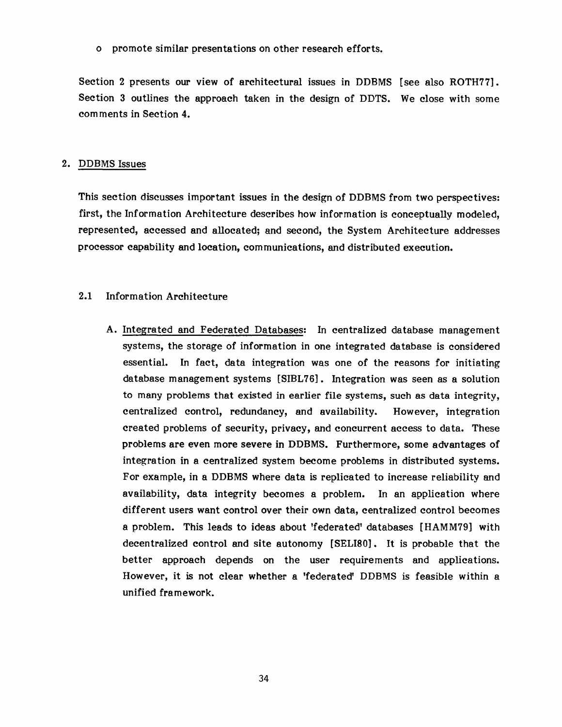o promote similar presentations on other research efforts.

Section 2 presents our view of architectural issues in DDBMS [see also ROTH77]. Section 3 outlines the approach taken in the design of DDTS. We close with some comments in Section 4.

## 2. DDBMS Issues

This section discusses important issues in the design of DDBMS from two perspectives: first, the Information Architecture describes how information is conceptually modeled, represented, accessed and allocated; and second, the System Architecture addresses processor capability and location, communications, and distributed execution.

### 2.1 Information Architecture

A. Integrated and Federated Databases: In centralized database management systems, the storage of information in one integrated database is considered essential. In fact, data integration was one of the reasons for initiating database management systems [SIBL76]. Integration was seen as a solution to many problems that existed in earlier file systems, such as data integrity, centralized control, redundancy, and availability. However, integration created problems of security, privacy, and concurrent access to data. These problems are even more severe in DDBMS. Furthermore, some advantages of integration in a centralized system become problems in distributed systems. For example, in a DDBMS where data is replicated to increase reliability and availability, data integrity becomes a problem. In an application where different users want control over their own data, centralized control becomes a problem. This leads to ideas about 'federated' databases [HAMM79] with decentralized control and site autonomy [SELI80]. It is probable that the better approach depends on the user requirements and applications. However, it is not clear whether a 'federated' DDBMS is feasible within a unified framework.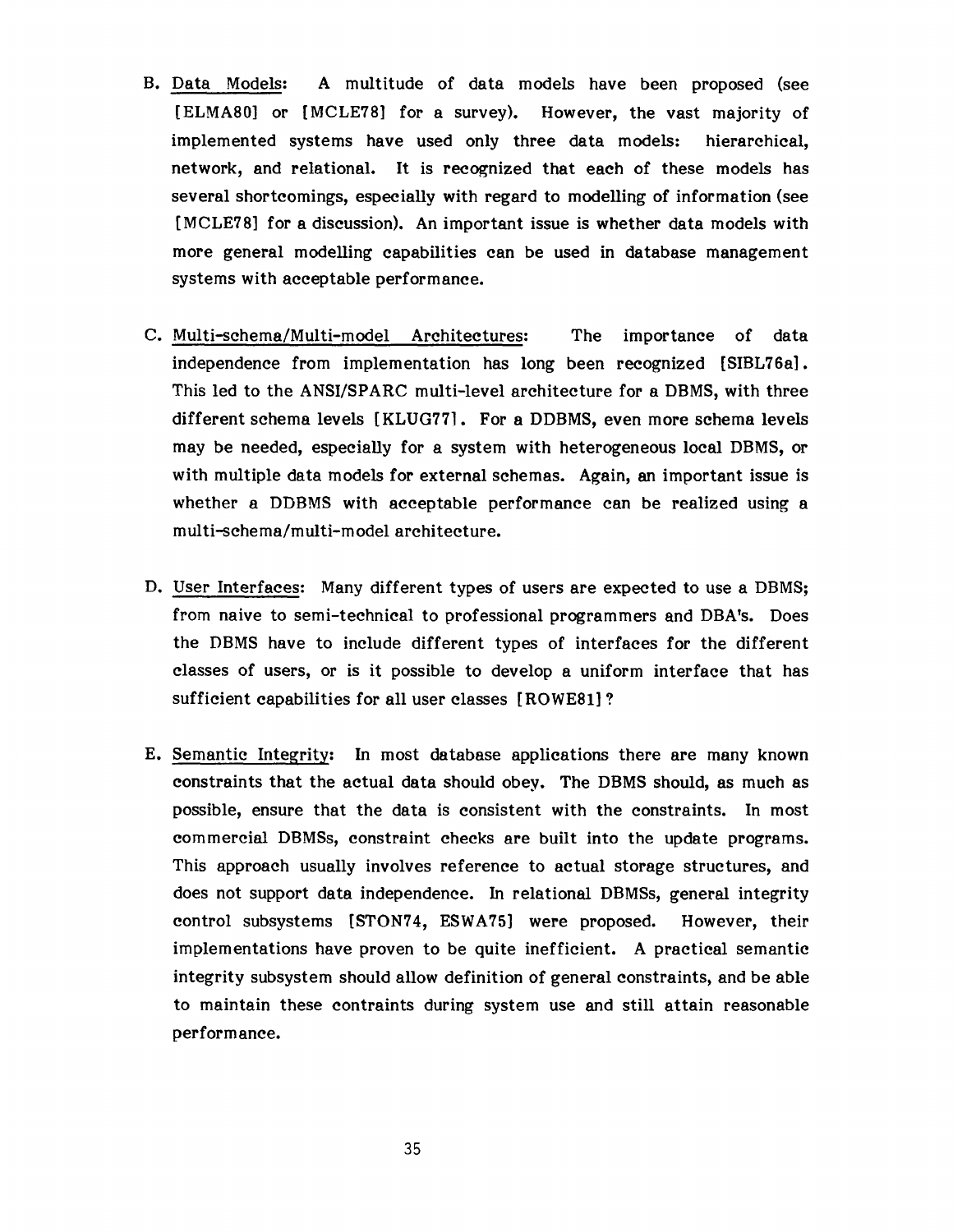B. Data Models: A multitude of data models have been proposed (see [ELMA80] or [MCLE78] for a survey). However, the vast majority of implemented systems have used only three data models: hierarchical, network, and relational. It is recognized that each of these models has several shortcomings, especially with regard to modelling of information (see [MCLE78] for a discussion). An important issue is whether data models with more general modelling capabilities can be used in database management systems with acceptable performance.

C. Multi-schema/Multi-model Architectures: The importance of data independence from implementation has long been recognized [SIBL76a]. This led to the ANSI/SPARC multi-level architecture for a DBMS, with three different schema levels [KLUG77]. For a DDBMS, even more schema levels may be needed, especially for a system with heterogeneous local DBMS, or with multiple data models for external schemas. Again, an important issue is whether a DDBMS with acceptable performance can be realized using a multi-schema/multi-model architecture.

D. User Interfaces: Many different types of users are expected to use a DBMS; from naive to semi-technical to professional programmers and DBA's. Does the DBMS have to include different types of interfaces for the different classes of users, or is it possible to develop a uniform interface that has sufficient capabilities for all user classes [ROWE81]?

E. Semantic Integrity: In most database applications there are many known constraints that the actual data should obey. The DBMS should, as much as possible, ensure that the data is consistent with the constraints. In most commercial DBMSs, constraint checks are built into the update programs. This approach usually involves reference to actual storage structures, and does not support data independence. In relational DBMSs, general integrity control subsystems [STON74, ESWA75] were proposed. However, their implementations have proven to be quite inefficient. A practical semantic integrity subsystem should allow definition of general constraints, and be able to maintain these contraints during system use and still attain reasonable performance.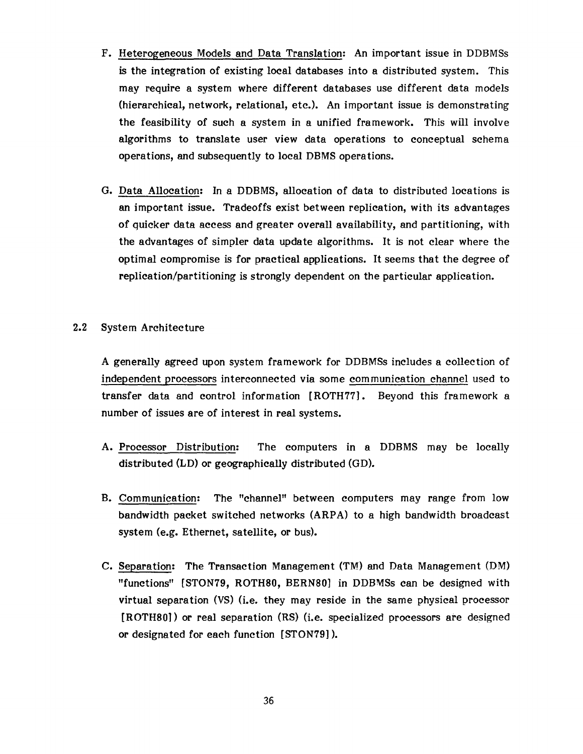F. Heterogeneous Models and Data Translation: An important issue in DDBMSs is the integration of existing local databases into a distributed system. This may require a system where different databases use different data models (hierarchical, network, relational, etc.). An important issue is demonstrating the feasibility of such a system in a unified framework. This will involve algorithms to translate user view data operations to conceptual schema operations, and subsequently to local DBMS operations.

G. Data Allocation: In a DDBMS, allocation of data to distributed locations is an important issue. Tradeoffs exist between replication, with its advantages of quicker data access and greater overall availability, and partitioning, with the advantages of simpler data update algorithms. It is not clear where the optimal compromise is for practical applications. It seems that the degree of replication/partitioning is strongly dependent on the particular application.

## 2.2 System Architecture

A generally agreed upon system framework for DDBMSs includes a collection of independent processors interconnected via some communication channel used to transfer data and control information [ROTH77]. Beyond this framework a number of issues are of interest in real systems.

A. Processor Distribution: The computers in a DDBMS may be locally distributed (LD) or geographically distributed (GD).

B. Communication: The "channel" between computers may range from low bandwidth packet switched networks (ARPA) to a high bandwidth broadcast system (e.g. Ethernet, satellite, or bus).

C. Separation: The Transaction Management (TM) and Data Management (DM) "functions" [STON79, ROTH80, BERN80] in DDBMSs can be designed with virtual separation (VS) (i.e. they may reside in the same physical processor [ROTH80]) or real separation (RS) (i.e. specialized processors are designed or designated for each function [STON79]).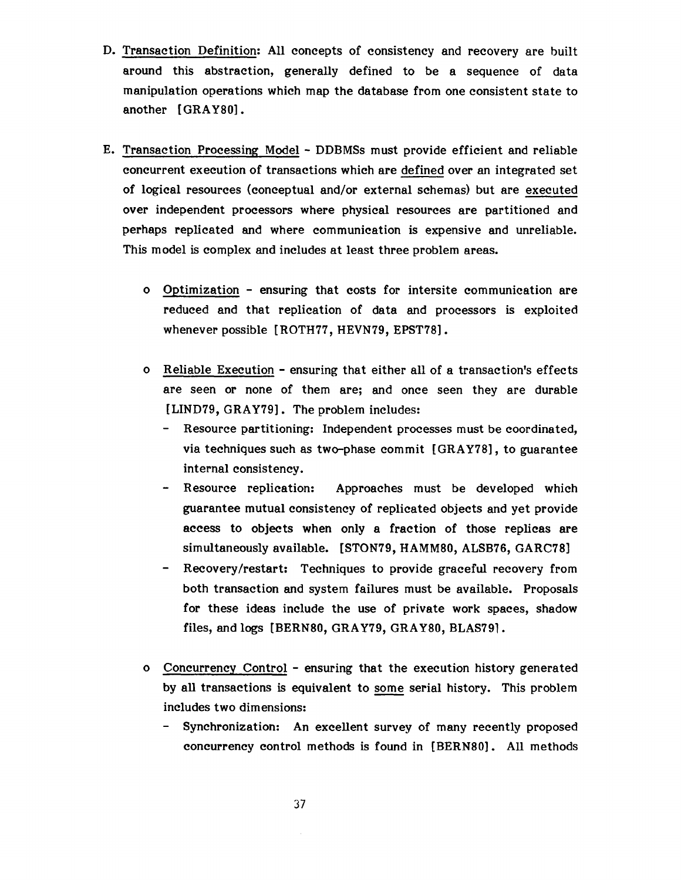D. Transaction Definition: All concepts of consistency and recovery are built around this abstraction, generally defined to be a sequence of data manipulation operations which map the database from one consistent state to another [GRAY80].

E. Transaction Processing Model - DDBMSs must provide efficient and reliable concurrent execution of transactions which are defined over an integrated set of logical resources (conceptual and/or external schemas) but are executed over independent processors where physical resources are partitioned and perhaps replicated and where communication is expensive and unreliable. This model is complex and includes at least three problem areas.

   o Optimization - ensuring that costs for intersite communication are reduced and that replication of data and processors is exploited whenever possible [ROTH77, HEVN79, EPST78].

   o Reliable Execution - ensuring that either all of a transaction's effects are seen or none of them are; and once seen they are durable [LIND79, GRAY79]. The problem includes:
      - Resource partitioning: Independent processes must be coordinated, via techniques such as two-phase commit [GRAY78], to guarantee internal consistency.
      - Resource replication: Approaches must be developed which guarantee mutual consistency of replicated objects and yet provide access to objects when only a fraction of those replicas are simultaneously available. [STON79, HAMM80, ALSB76, GARC78]
      - Recovery/restart: Techniques to provide graceful recovery from both transaction and system failures must be available. Proposals for these ideas include the use of private work spaces, shadow files, and logs [BERN80, GRAY79, GRAY80, BLAS79].

   o Concurrency Control - ensuring that the execution history generated by all transactions is equivalent to some serial history. This problem includes two dimensions:
      - Synchronization: An excellent survey of many recently proposed concurrency control methods is found in [BERN80]. All methods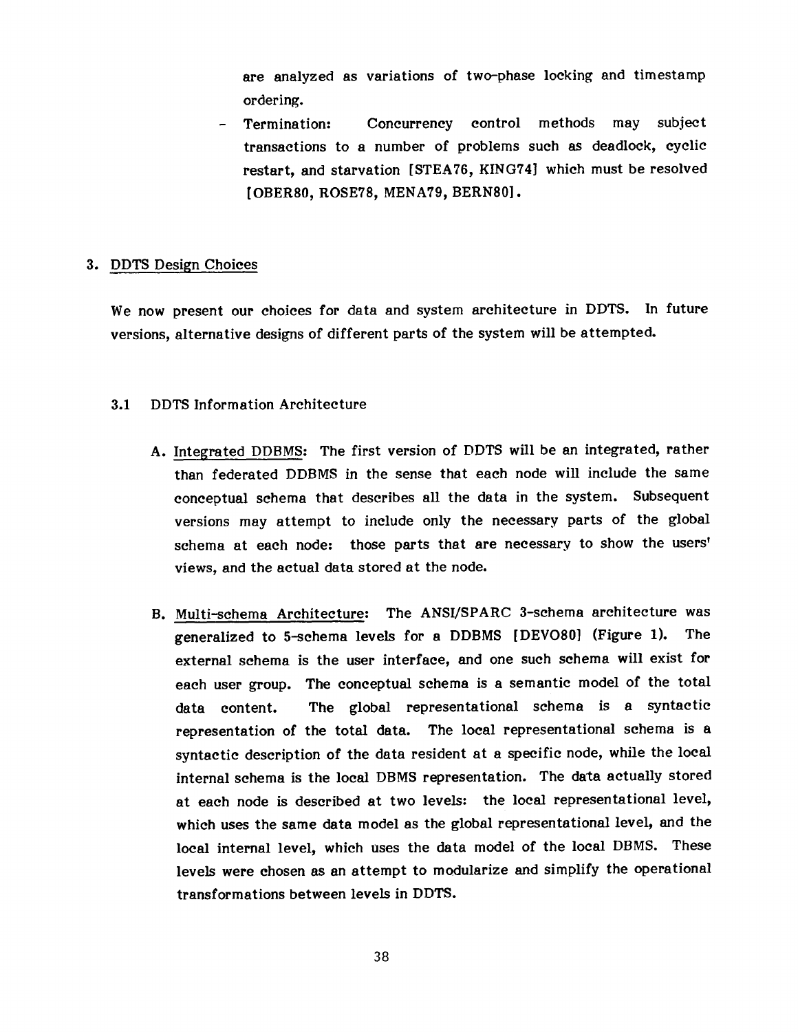are analyzed as variations of two-phase locking and timestamp ordering.

- Termination: Concurrency control methods may subject transactions to a number of problems such as deadlock, cyclic restart, and starvation [STEA76, KING74] which must be resolved [OBER80, ROSE78, MENA79, BERN80].

## 3. DDTS Design Choices

We now present our choices for data and system architecture in DDTS. In future versions, alternative designs of different parts of the system will be attempted.

### 3.1 DDTS Information Architecture

A. Integrated DDBMS: The first version of DDTS will be an integrated, rather than federated DDBMS in the sense that each node will include the same conceptual schema that describes all the data in the system. Subsequent versions may attempt to include only the necessary parts of the global schema at each node: those parts that are necessary to show the users' views, and the actual data stored at the node.

B. Multi-schema Architecture: The ANSI/SPARC 3-schema architecture was generalized to 5-schema levels for a DDBMS [DEVO80] (Figure 1). The external schema is the user interface, and one such schema will exist for each user group. The conceptual schema is a semantic model of the total data content. The global representational schema is a syntactic representation of the total data. The local representational schema is a syntactic description of the data resident at a specific node, while the local internal schema is the local DBMS representation. The data actually stored at each node is described at two levels: the local representational level, which uses the same data model as the global representational level, and the local internal level, which uses the data model of the local DBMS. These levels were chosen as an attempt to modularize and simplify the operational transformations between levels in DDTS.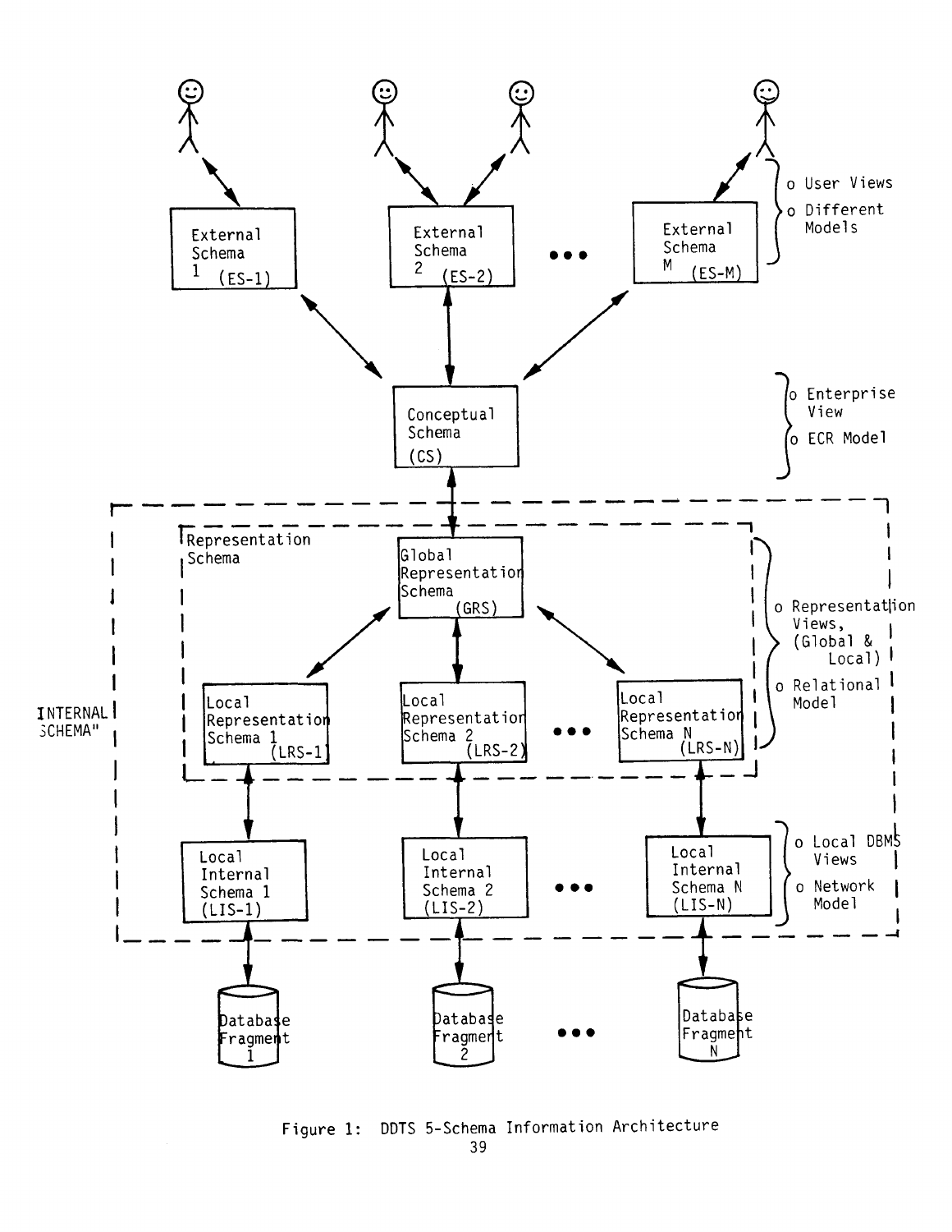External Schema 1 (ES-1) | External Schema 2 (ES-2) | ... | External Schema M (ES-M)

- o User Views
- o Different Models

Conceptual Schema (CS)

- o Enterprise View
- o ECR Model

"INTERNAL SCHEMA"

Representation Schema

Global Representation Schema (GRS)

Local Representation Schema 1 (LRS-1) | Local Representation Schema 2 (LRS-2) | ... | Local Representation Schema N (LRS-N)

- o Representation Views, (Global & Local)
- o Relational Model

Local Internal Schema 1 (LIS-1) | Local Internal Schema 2 (LIS-2) | ... | Local Internal Schema N (LIS-N)

- o Local DBMS Views
- o Network Model

Database Fragment 1 | Database Fragment 2 | ... | Database Fragment N

Figure 1: DDTS 5-Schema Information Architecture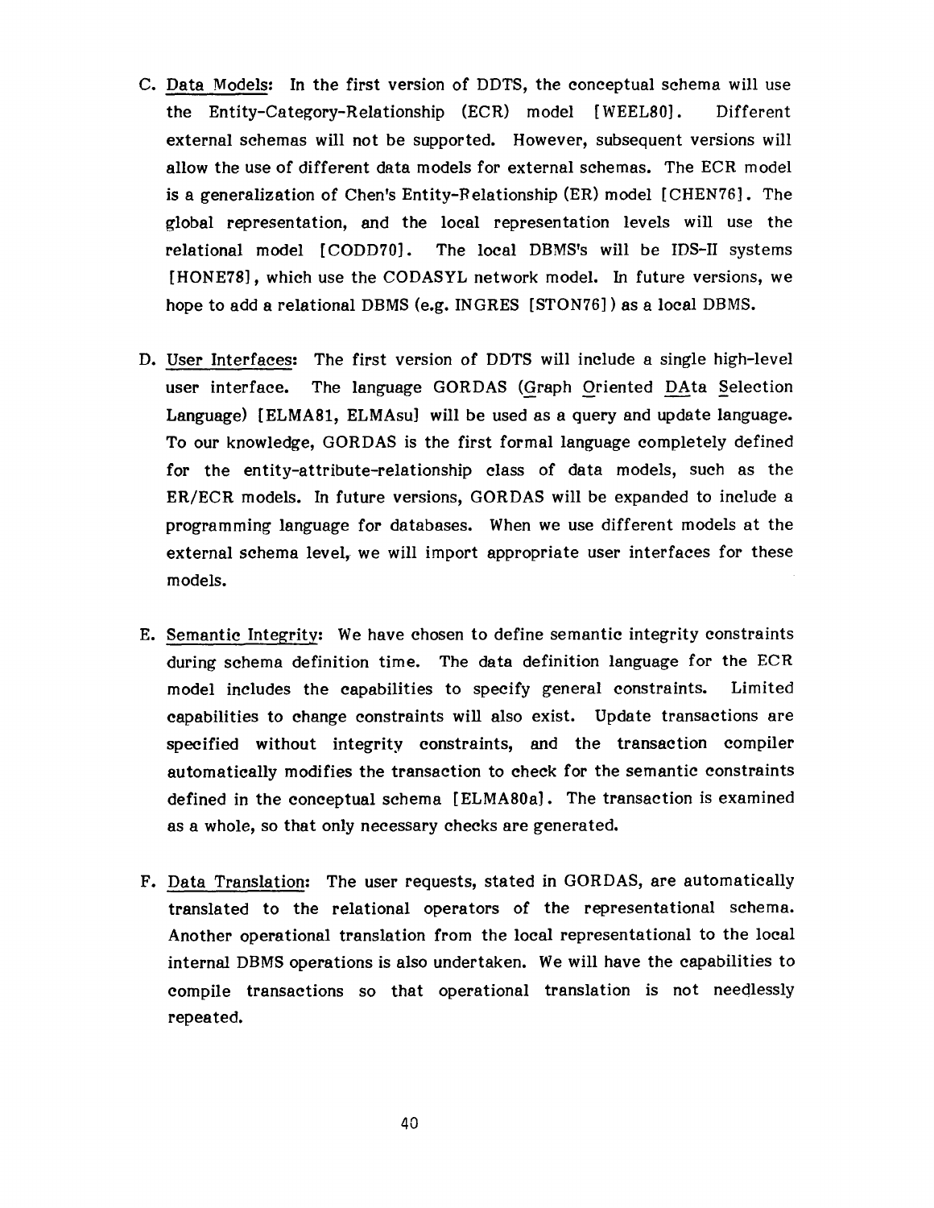C. Data Models: In the first version of DDTS, the conceptual schema will use the Entity-Category-Relationship (ECR) model [WEEL80]. Different external schemas will not be supported. However, subsequent versions will allow the use of different data models for external schemas. The ECR model is a generalization of Chen's Entity-Relationship (ER) model [CHEN76]. The global representation, and the local representation levels will use the relational model [CODD70]. The local DBMS's will be IDS-II systems [HONE78], which use the CODASYL network model. In future versions, we hope to add a relational DBMS (e.g. INGRES [STON76]) as a local DBMS.

D. User Interfaces: The first version of DDTS will include a single high-level user interface. The language GORDAS (Graph Oriented DAta Selection Language) [ELMA81, ELMAsu] will be used as a query and update language. To our knowledge, GORDAS is the first formal language completely defined for the entity-attribute-relationship class of data models, such as the ER/ECR models. In future versions, GORDAS will be expanded to include a programming language for databases. When we use different models at the external schema level, we will import appropriate user interfaces for these models.

E. Semantic Integrity: We have chosen to define semantic integrity constraints during schema definition time. The data definition language for the ECR model includes the capabilities to specify general constraints. Limited capabilities to change constraints will also exist. Update transactions are specified without integrity constraints, and the transaction compiler automatically modifies the transaction to check for the semantic constraints defined in the conceptual schema [ELMA80a]. The transaction is examined as a whole, so that only necessary checks are generated.

F. Data Translation: The user requests, stated in GORDAS, are automatically translated to the relational operators of the representational schema. Another operational translation from the local representational to the local internal DBMS operations is also undertaken. We will have the capabilities to compile transactions so that operational translation is not needlessly repeated.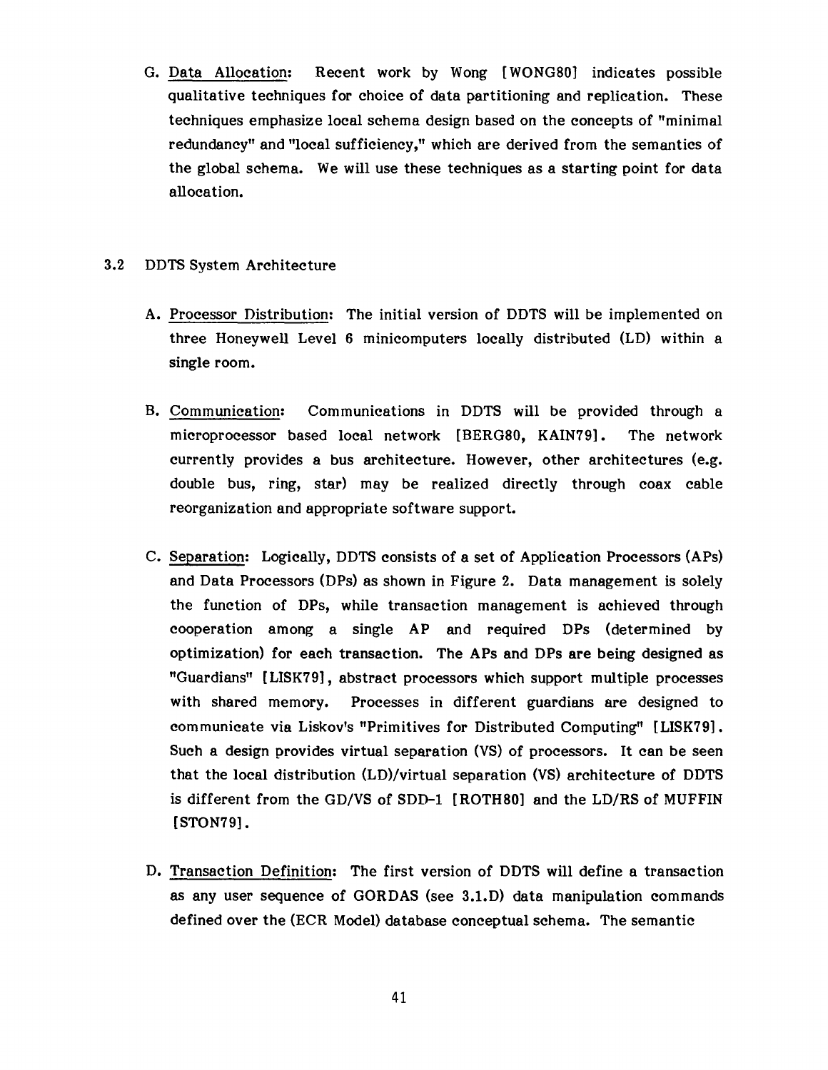G. Data Allocation: Recent work by Wong [WONG80] indicates possible qualitative techniques for choice of data partitioning and replication. These techniques emphasize local schema design based on the concepts of "minimal redundancy" and "local sufficiency," which are derived from the semantics of the global schema. We will use these techniques as a starting point for data allocation.

## 3.2 DDTS System Architecture

A. Processor Distribution: The initial version of DDTS will be implemented on three Honeywell Level 6 minicomputers locally distributed (LD) within a single room.

B. Communication: Communications in DDTS will be provided through a microprocessor based local network [BERG80, KAIN79]. The network currently provides a bus architecture. However, other architectures (e.g. double bus, ring, star) may be realized directly through coax cable reorganization and appropriate software support.

C. Separation: Logically, DDTS consists of a set of Application Processors (APs) and Data Processors (DPs) as shown in Figure 2. Data management is solely the function of DPs, while transaction management is achieved through cooperation among a single AP and required DPs (determined by optimization) for each transaction. The APs and DPs are being designed as "Guardians" [LISK79], abstract processors which support multiple processes with shared memory. Processes in different guardians are designed to communicate via Liskov's "Primitives for Distributed Computing" [LISK79]. Such a design provides virtual separation (VS) of processors. It can be seen that the local distribution (LD)/virtual separation (VS) architecture of DDTS is different from the GD/VS of SDD-1 [ROTH80] and the LD/RS of MUFFIN [STON79].

D. Transaction Definition: The first version of DDTS will define a transaction as any user sequence of GORDAS (see 3.1.D) data manipulation commands defined over the (ECR Model) database conceptual schema. The semantic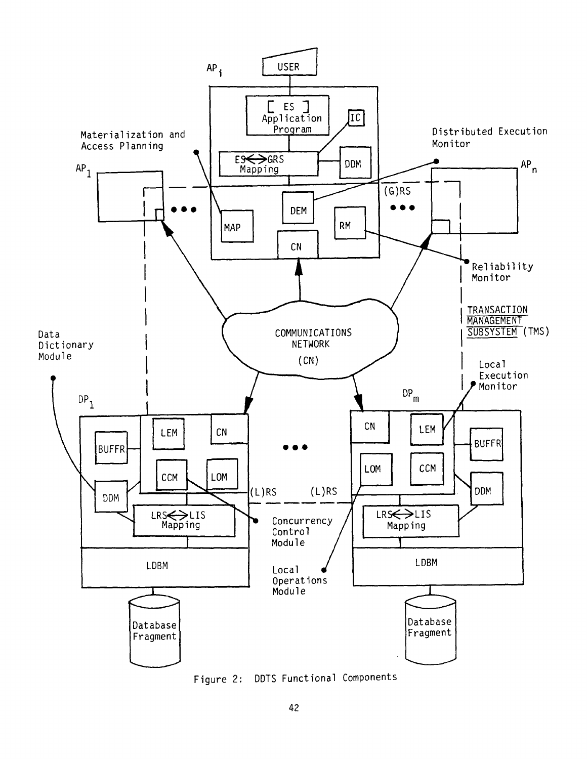Figure 2: DDTS Functional Components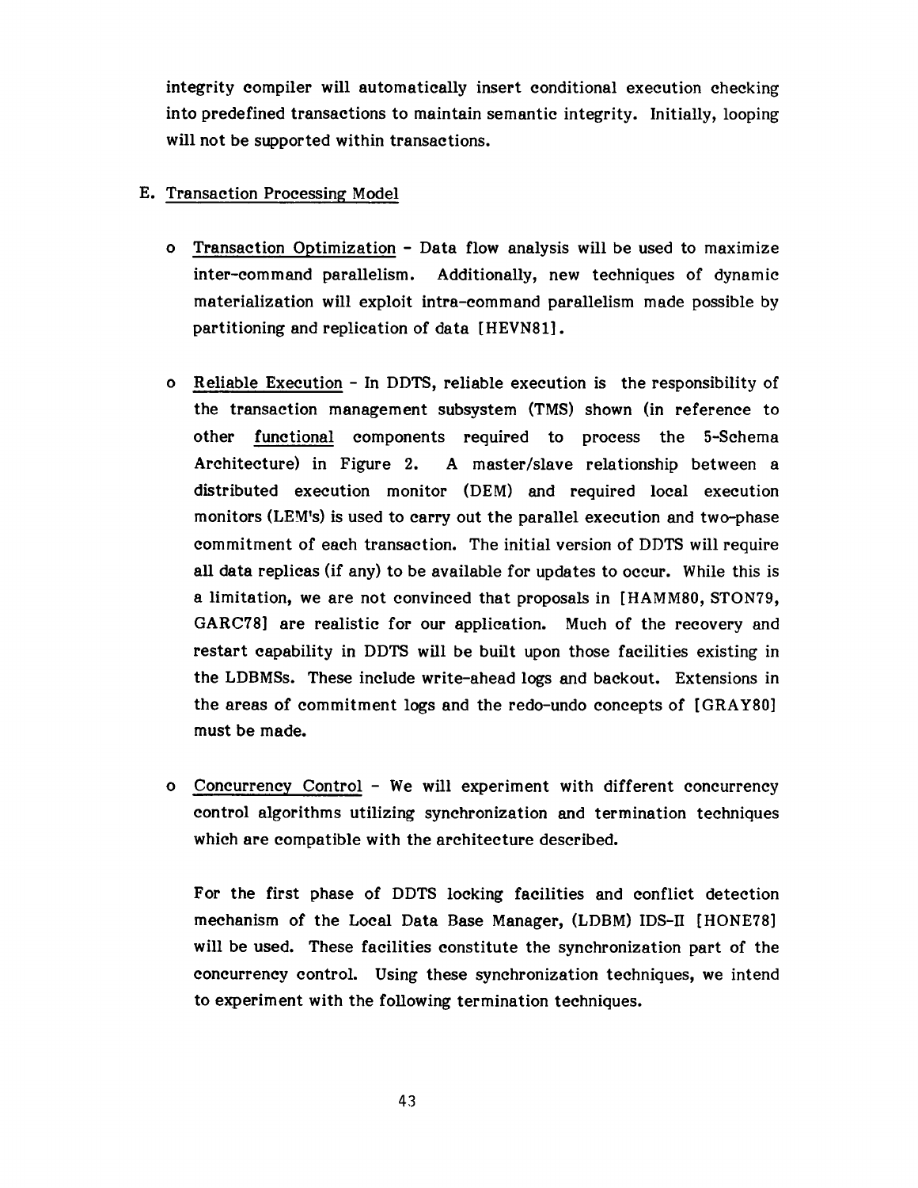integrity compiler will automatically insert conditional execution checking into predefined transactions to maintain semantic integrity. Initially, looping will not be supported within transactions.

E. Transaction Processing Model

- Transaction Optimization - Data flow analysis will be used to maximize inter-command parallelism. Additionally, new techniques of dynamic materialization will exploit intra-command parallelism made possible by partitioning and replication of data [HEVN81].

- Reliable Execution - In DDTS, reliable execution is the responsibility of the transaction management subsystem (TMS) shown (in reference to other functional components required to process the 5-Schema Architecture) in Figure 2. A master/slave relationship between a distributed execution monitor (DEM) and required local execution monitors (LEM's) is used to carry out the parallel execution and two-phase commitment of each transaction. The initial version of DDTS will require all data replicas (if any) to be available for updates to occur. While this is a limitation, we are not convinced that proposals in [HAMM80, STON79, GARC78] are realistic for our application. Much of the recovery and restart capability in DDTS will be built upon those facilities existing in the LDBMSs. These include write-ahead logs and backout. Extensions in the areas of commitment logs and the redo-undo concepts of [GRAY80] must be made.

- Concurrency Control - We will experiment with different concurrency control algorithms utilizing synchronization and termination techniques which are compatible with the architecture described.

  For the first phase of DDTS locking facilities and conflict detection mechanism of the Local Data Base Manager, (LDBM) IDS-II [HONE78] will be used. These facilities constitute the synchronization part of the concurrency control. Using these synchronization techniques, we intend to experiment with the following termination techniques.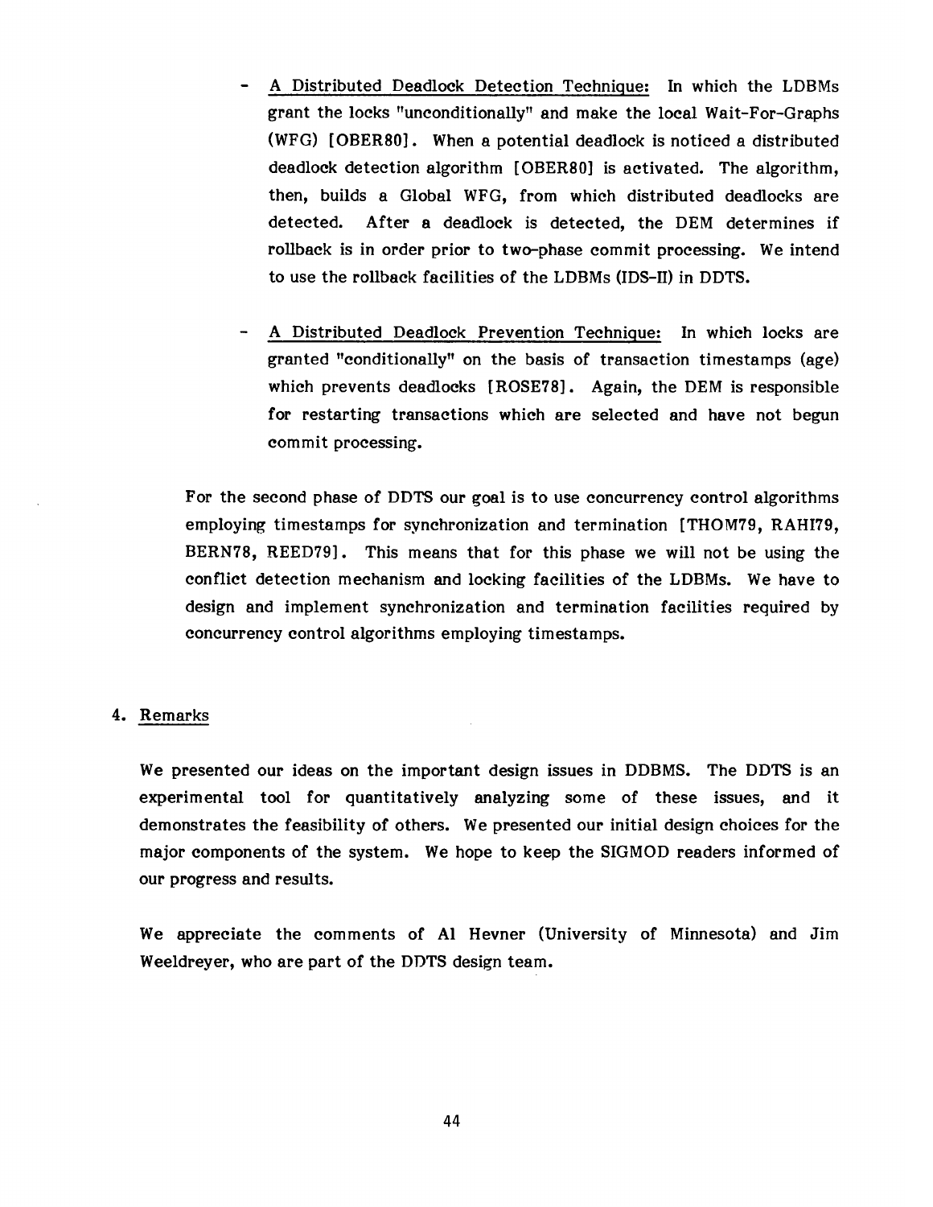- A Distributed Deadlock Detection Technique: In which the LDBMs grant the locks "unconditionally" and make the local Wait-For-Graphs (WFG) [OBER80]. When a potential deadlock is noticed a distributed deadlock detection algorithm [OBER80] is activated. The algorithm, then, builds a Global WFG, from which distributed deadlocks are detected. After a deadlock is detected, the DEM determines if rollback is in order prior to two-phase commit processing. We intend to use the rollback facilities of the LDBMs (IDS-II) in DDTS.

- A Distributed Deadlock Prevention Technique: In which locks are granted "conditionally" on the basis of transaction timestamps (age) which prevents deadlocks [ROSE78]. Again, the DEM is responsible for restarting transactions which are selected and have not begun commit processing.

For the second phase of DDTS our goal is to use concurrency control algorithms employing timestamps for synchronization and termination [THOM79, RAHI79, BERN78, REED79]. This means that for this phase we will not be using the conflict detection mechanism and locking facilities of the LDBMs. We have to design and implement synchronization and termination facilities required by concurrency control algorithms employing timestamps.

## 4. Remarks

We presented our ideas on the important design issues in DDBMS. The DDTS is an experimental tool for quantitatively analyzing some of these issues, and it demonstrates the feasibility of others. We presented our initial design choices for the major components of the system. We hope to keep the SIGMOD readers informed of our progress and results.

We appreciate the comments of Al Hevner (University of Minnesota) and Jim Weeldreyer, who are part of the DDTS design team.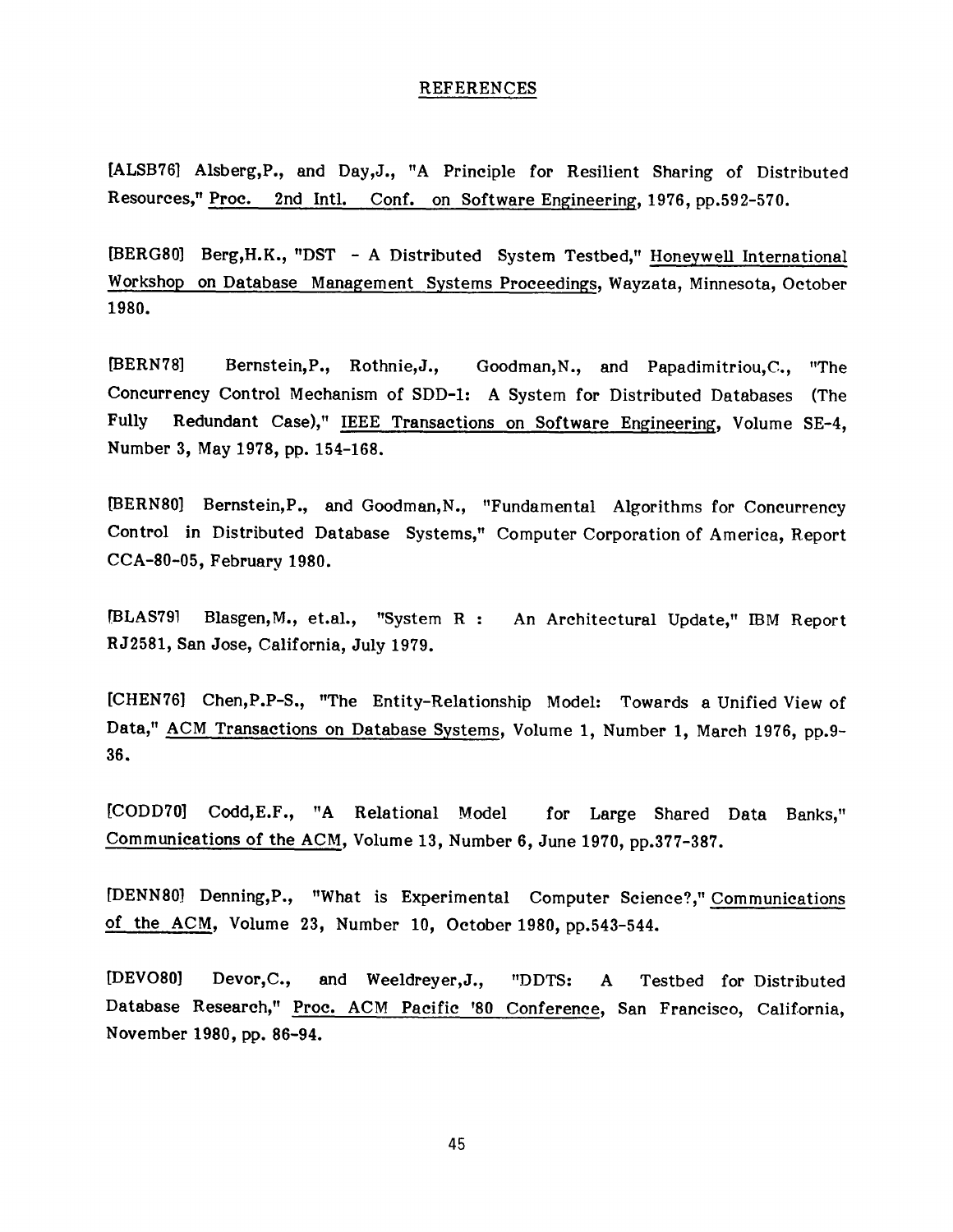## REFERENCES

[ALSB76] Alsberg,P., and Day,J., "A Principle for Resilient Sharing of Distributed Resources," Proc. 2nd Intl. Conf. on Software Engineering, 1976, pp.592-570.

[BERG80] Berg,H.K., "DST - A Distributed System Testbed," Honeywell International Workshop on Database Management Systems Proceedings, Wayzata, Minnesota, October 1980.

[BERN78] Bernstein,P., Rothnie,J., Goodman,N., and Papadimitriou,C., "The Concurrency Control Mechanism of SDD-1: A System for Distributed Databases (The Fully Redundant Case)," IEEE Transactions on Software Engineering, Volume SE-4, Number 3, May 1978, pp. 154-168.

[BERN80] Bernstein,P., and Goodman,N., "Fundamental Algorithms for Concurrency Control in Distributed Database Systems," Computer Corporation of America, Report CCA-80-05, February 1980.

[BLAS79] Blasgen,M., et.al., "System R : An Architectural Update," IBM Report RJ2581, San Jose, California, July 1979.

[CHEN76] Chen,P.P-S., "The Entity-Relationship Model: Towards a Unified View of Data," ACM Transactions on Database Systems, Volume 1, Number 1, March 1976, pp.9-36.

[CODD70] Codd,E.F., "A Relational Model for Large Shared Data Banks," Communications of the ACM, Volume 13, Number 6, June 1970, pp.377-387.

[DENN80] Denning,P., "What is Experimental Computer Science?," Communications of the ACM, Volume 23, Number 10, October 1980, pp.543-544.

[DEVO80] Devor,C., and Weeldreyer,J., "DDTS: A Testbed for Distributed Database Research," Proc. ACM Pacific '80 Conference, San Francisco, California, November 1980, pp. 86-94.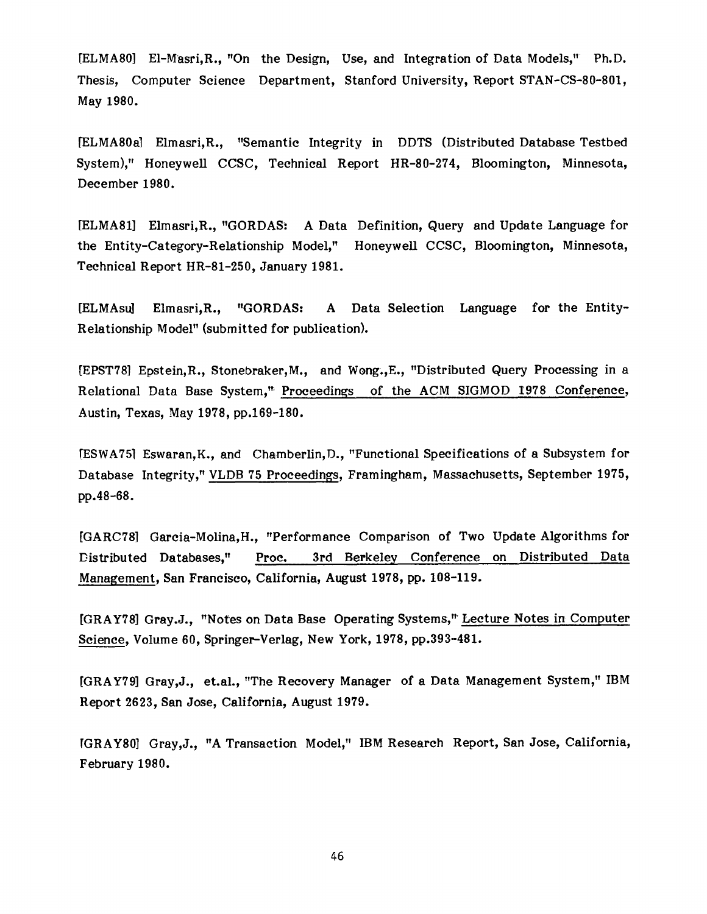[ELMA80] El-Masri,R., "On the Design, Use, and Integration of Data Models," Ph.D. Thesis, Computer Science Department, Stanford University, Report STAN-CS-80-801, May 1980.

[ELMA80a] Elmasri,R., "Semantic Integrity in DDTS (Distributed Database Testbed System)," Honeywell CCSC, Technical Report HR-80-274, Bloomington, Minnesota, December 1980.

[ELMA81] Elmasri,R., "GORDAS: A Data Definition, Query and Update Language for the Entity-Category-Relationship Model," Honeywell CCSC, Bloomington, Minnesota, Technical Report HR-81-250, January 1981.

[ELMAsu] Elmasri,R., "GORDAS: A Data Selection Language for the Entity-Relationship Model" (submitted for publication).

[EPST78] Epstein,R., Stonebraker,M., and Wong.,E., "Distributed Query Processing in a Relational Data Base System," Proceedings of the ACM SIGMOD 1978 Conference, Austin, Texas, May 1978, pp.169-180.

[ESWA75] Eswaran,K., and Chamberlin,D., "Functional Specifications of a Subsystem for Database Integrity," VLDB 75 Proceedings, Framingham, Massachusetts, September 1975, pp.48-68.

[GARC78] Garcia-Molina,H., "Performance Comparison of Two Update Algorithms for Distributed Databases," Proc. 3rd Berkeley Conference on Distributed Data Management, San Francisco, California, August 1978, pp. 108-119.

[GRAY78] Gray.J., "Notes on Data Base Operating Systems," Lecture Notes in Computer Science, Volume 60, Springer-Verlag, New York, 1978, pp.393-481.

[GRAY79] Gray,J., et.al., "The Recovery Manager of a Data Management System," IBM Report 2623, San Jose, California, August 1979.

[GRAY80] Gray,J., "A Transaction Model," IBM Research Report, San Jose, California, February 1980.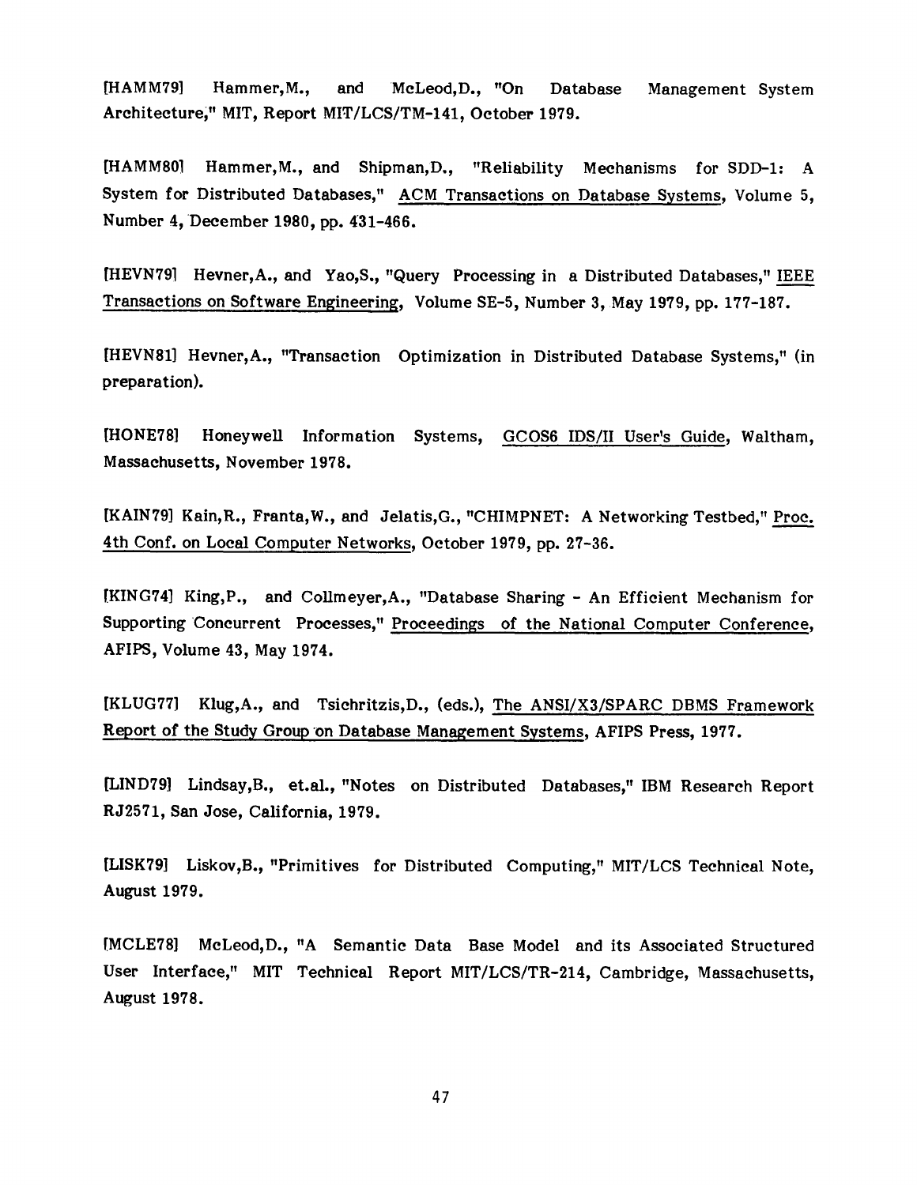[HAMM79] Hammer,M., and McLeod,D., "On Database Management System Architecture," MIT, Report MIT/LCS/TM-141, October 1979.

[HAMM80] Hammer,M., and Shipman,D., "Reliability Mechanisms for SDD-1: A System for Distributed Databases," ACM Transactions on Database Systems, Volume 5, Number 4, December 1980, pp. 431-466.

[HEVN79] Hevner,A., and Yao,S., "Query Processing in a Distributed Databases," IEEE Transactions on Software Engineering, Volume SE-5, Number 3, May 1979, pp. 177-187.

[HEVN81] Hevner,A., "Transaction Optimization in Distributed Database Systems," (in preparation).

[HONE78] Honeywell Information Systems, GCOS6 IDS/II User's Guide, Waltham, Massachusetts, November 1978.

[KAIN79] Kain,R., Franta,W., and Jelatis,G., "CHIMPNET: A Networking Testbed," Proc. 4th Conf. on Local Computer Networks, October 1979, pp. 27-36.

[KING74] King,P., and Collmeyer,A., "Database Sharing - An Efficient Mechanism for Supporting Concurrent Processes," Proceedings of the National Computer Conference, AFIPS, Volume 43, May 1974.

[KLUG77] Klug,A., and Tsichritzis,D., (eds.), The ANSI/X3/SPARC DBMS Framework Report of the Study Group on Database Management Systems, AFIPS Press, 1977.

[LIND79] Lindsay,B., et.al., "Notes on Distributed Databases," IBM Research Report RJ2571, San Jose, California, 1979.

[LISK79] Liskov,B., "Primitives for Distributed Computing," MIT/LCS Technical Note, August 1979.

[MCLE78] McLeod,D., "A Semantic Data Base Model and its Associated Structured User Interface," MIT Technical Report MIT/LCS/TR-214, Cambridge, Massachusetts, August 1978.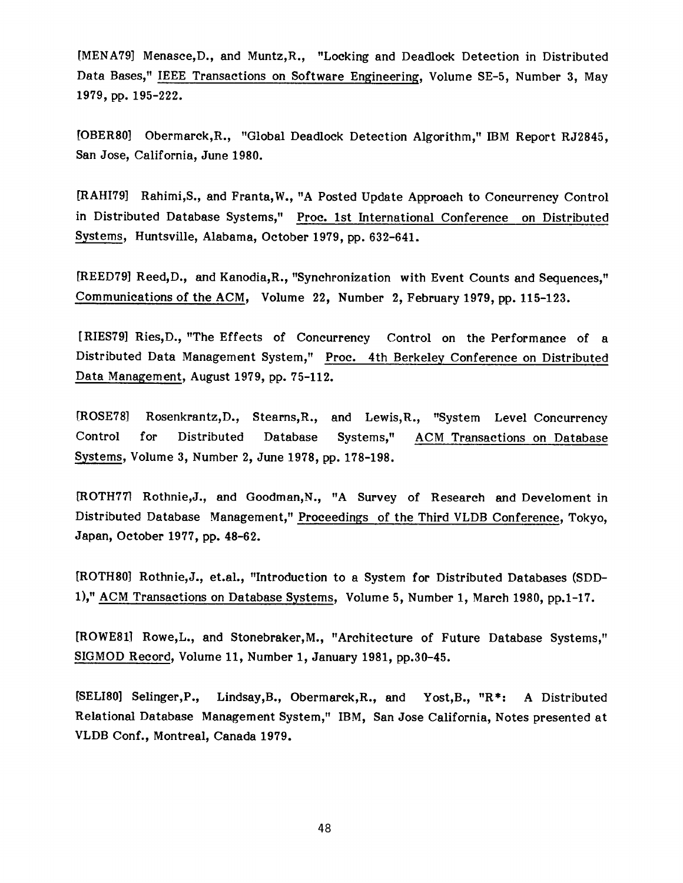[MENA79] Menasce,D., and Muntz,R., "Locking and Deadlock Detection in Distributed Data Bases," IEEE Transactions on Software Engineering, Volume SE-5, Number 3, May 1979, pp. 195-222.

[OBER80] Obermarck,R., "Global Deadlock Detection Algorithm," IBM Report RJ2845, San Jose, California, June 1980.

[RAHI79] Rahimi,S., and Franta,W., "A Posted Update Approach to Concurrency Control in Distributed Database Systems," Proc. 1st International Conference on Distributed Systems, Huntsville, Alabama, October 1979, pp. 632-641.

[REED79] Reed,D., and Kanodia,R., "Synchronization with Event Counts and Sequences," Communications of the ACM, Volume 22, Number 2, February 1979, pp. 115-123.

[RIES79] Ries,D., "The Effects of Concurrency Control on the Performance of a Distributed Data Management System," Proc. 4th Berkeley Conference on Distributed Data Management, August 1979, pp. 75-112.

[ROSE78] Rosenkrantz,D., Stearns,R., and Lewis,R., "System Level Concurrency Control for Distributed Database Systems," ACM Transactions on Database Systems, Volume 3, Number 2, June 1978, pp. 178-198.

[ROTH77] Rothnie,J., and Goodman,N., "A Survey of Research and Develoment in Distributed Database Management," Proceedings of the Third VLDB Conference, Tokyo, Japan, October 1977, pp. 48-62.

[ROTH80] Rothnie,J., et.al., "Introduction to a System for Distributed Databases (SDD-1)," ACM Transactions on Database Systems, Volume 5, Number 1, March 1980, pp.1-17.

[ROWE81] Rowe,L., and Stonebraker,M., "Architecture of Future Database Systems," SIGMOD Record, Volume 11, Number 1, January 1981, pp.30-45.

[SELI80] Selinger,P., Lindsay,B., Obermarck,R., and Yost,B., "R*: A Distributed Relational Database Management System," IBM, San Jose California, Notes presented at VLDB Conf., Montreal, Canada 1979.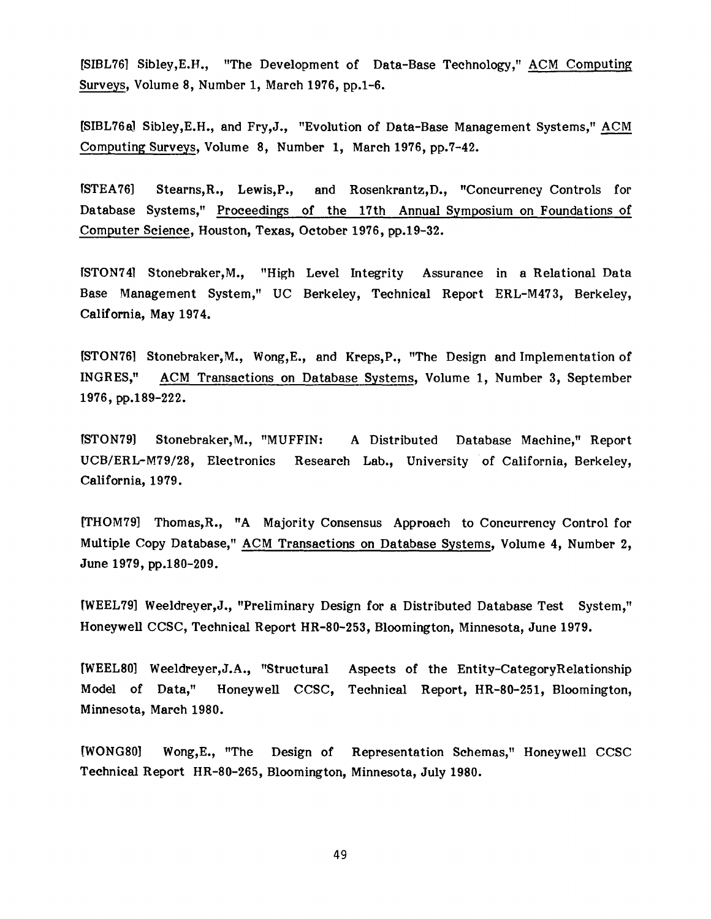[SIBL76] Sibley,E.H., "The Development of Data-Base Technology," ACM Computing Surveys, Volume 8, Number 1, March 1976, pp.1-6.

[SIBL76a] Sibley,E.H., and Fry,J., "Evolution of Data-Base Management Systems," ACM Computing Surveys, Volume 8, Number 1, March 1976, pp.7-42.

[STEA76] Stearns,R., Lewis,P., and Rosenkrantz,D., "Concurrency Controls for Database Systems," Proceedings of the 17th Annual Symposium on Foundations of Computer Science, Houston, Texas, October 1976, pp.19-32.

[STON74] Stonebraker,M., "High Level Integrity Assurance in a Relational Data Base Management System," UC Berkeley, Technical Report ERL-M473, Berkeley, California, May 1974.

[STON76] Stonebraker,M., Wong,E., and Kreps,P., "The Design and Implementation of INGRES," ACM Transactions on Database Systems, Volume 1, Number 3, September 1976, pp.189-222.

[STON79] Stonebraker,M., "MUFFIN: A Distributed Database Machine," Report UCB/ERL-M79/28, Electronics Research Lab., University of California, Berkeley, California, 1979.

[THOM79] Thomas,R., "A Majority Consensus Approach to Concurrency Control for Multiple Copy Database," ACM Transactions on Database Systems, Volume 4, Number 2, June 1979, pp.180-209.

[WEEL79] Weeldreyer,J., "Preliminary Design for a Distributed Database Test System," Honeywell CCSC, Technical Report HR-80-253, Bloomington, Minnesota, June 1979.

[WEEL80] Weeldreyer,J.A., "Structural Aspects of the Entity-CategoryRelationship Model of Data," Honeywell CCSC, Technical Report, HR-80-251, Bloomington, Minnesota, March 1980.

[WONG80] Wong,E., "The Design of Representation Schemas," Honeywell CCSC Technical Report HR-80-265, Bloomington, Minnesota, July 1980.